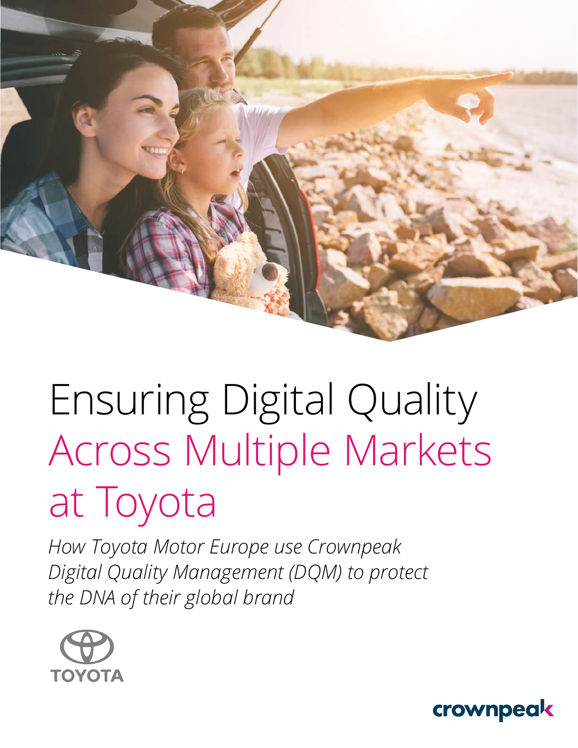# Ensuring Digital Quality Across Multiple Markets at Toyota

*How Toyota Motor Europe use Crownpeak Digital Quality Management (DQM) to protect the DNA of their global brand*

TOYOTA

crownpeak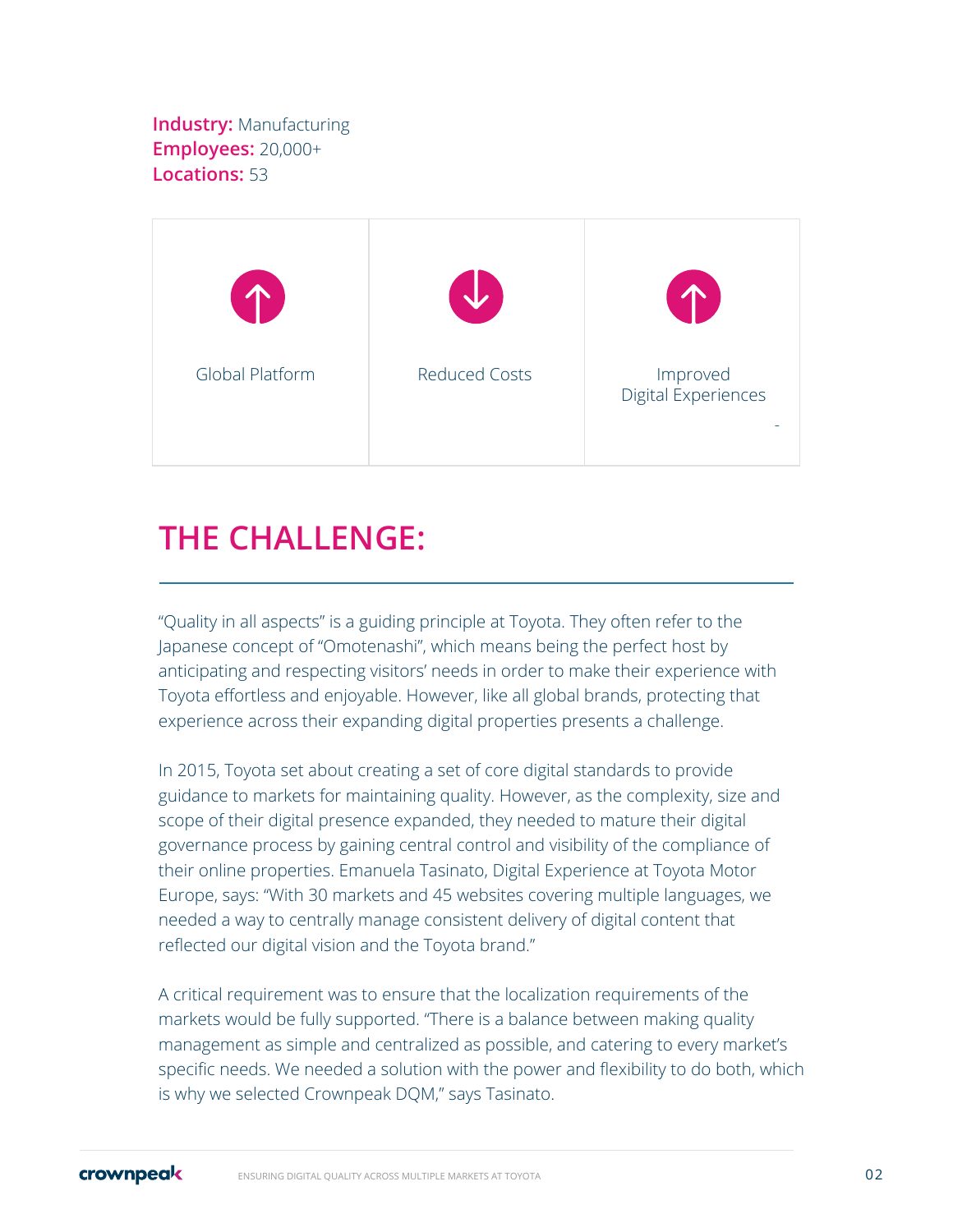**Industry:** Manufacturing
**Employees:** 20,000+
**Locations:** 53

| Global Platform | Reduced Costs | Improved Digital Experiences |
|---|---|---|

## THE CHALLENGE:

“Quality in all aspects” is a guiding principle at Toyota. They often refer to the Japanese concept of “Omotenashi”, which means being the perfect host by anticipating and respecting visitors’ needs in order to make their experience with Toyota effortless and enjoyable. However, like all global brands, protecting that experience across their expanding digital properties presents a challenge.

In 2015, Toyota set about creating a set of core digital standards to provide guidance to markets for maintaining quality. However, as the complexity, size and scope of their digital presence expanded, they needed to mature their digital governance process by gaining central control and visibility of the compliance of their online properties. Emanuela Tasinato, Digital Experience at Toyota Motor Europe, says: “With 30 markets and 45 websites covering multiple languages, we needed a way to centrally manage consistent delivery of digital content that reflected our digital vision and the Toyota brand.”

A critical requirement was to ensure that the localization requirements of the markets would be fully supported. “There is a balance between making quality management as simple and centralized as possible, and catering to every market’s specific needs. We needed a solution with the power and flexibility to do both, which is why we selected Crownpeak DQM,” says Tasinato.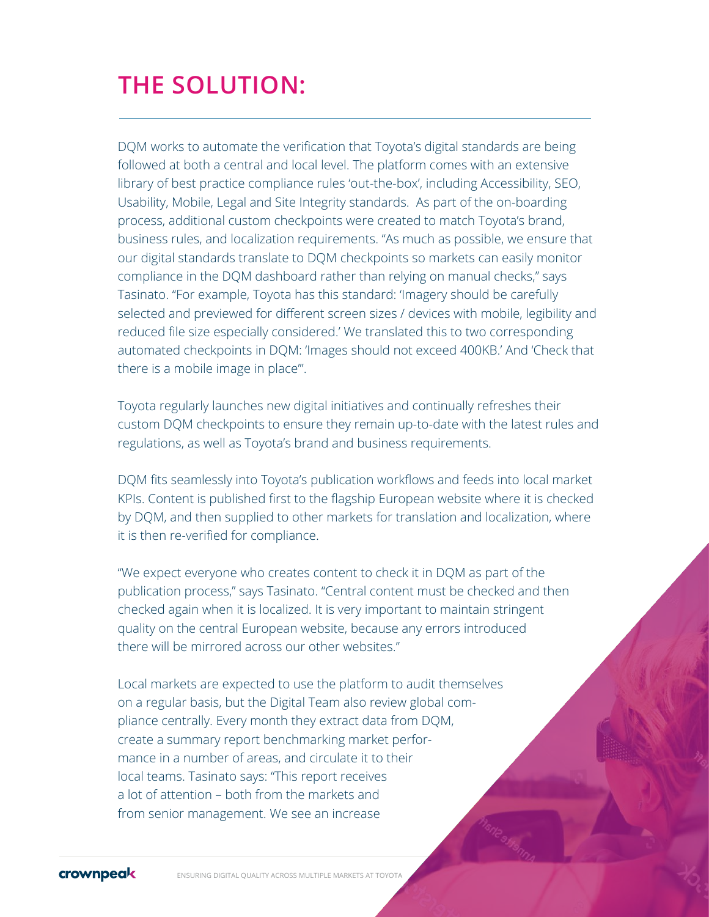# THE SOLUTION:

DQM works to automate the verification that Toyota's digital standards are being followed at both a central and local level. The platform comes with an extensive library of best practice compliance rules 'out-the-box', including Accessibility, SEO, Usability, Mobile, Legal and Site Integrity standards. As part of the on-boarding process, additional custom checkpoints were created to match Toyota's brand, business rules, and localization requirements. "As much as possible, we ensure that our digital standards translate to DQM checkpoints so markets can easily monitor compliance in the DQM dashboard rather than relying on manual checks," says Tasinato. "For example, Toyota has this standard: 'Imagery should be carefully selected and previewed for different screen sizes / devices with mobile, legibility and reduced file size especially considered.' We translated this to two corresponding automated checkpoints in DQM: 'Images should not exceed 400KB.' And 'Check that there is a mobile image in place'".

Toyota regularly launches new digital initiatives and continually refreshes their custom DQM checkpoints to ensure they remain up-to-date with the latest rules and regulations, as well as Toyota's brand and business requirements.

DQM fits seamlessly into Toyota's publication workflows and feeds into local market KPIs. Content is published first to the flagship European website where it is checked by DQM, and then supplied to other markets for translation and localization, where it is then re-verified for compliance.

"We expect everyone who creates content to check it in DQM as part of the publication process," says Tasinato. "Central content must be checked and then checked again when it is localized. It is very important to maintain stringent quality on the central European website, because any errors introduced there will be mirrored across our other websites."

Local markets are expected to use the platform to audit themselves on a regular basis, but the Digital Team also review global compliance centrally. Every month they extract data from DQM, create a summary report benchmarking market performance in a number of areas, and circulate it to their local teams. Tasinato says: "This report receives a lot of attention – both from the markets and from senior management. We see an increase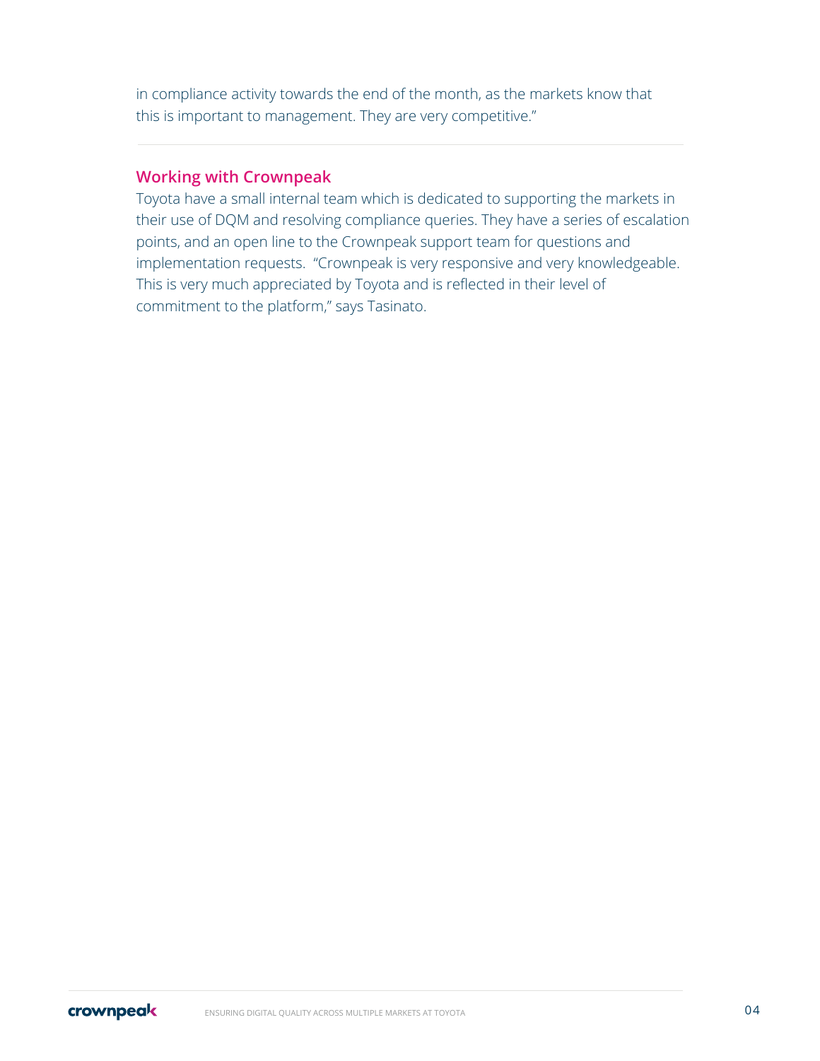in compliance activity towards the end of the month, as the markets know that this is important to management. They are very competitive."

---

## Working with Crownpeak

Toyota have a small internal team which is dedicated to supporting the markets in their use of DQM and resolving compliance queries. They have a series of escalation points, and an open line to the Crownpeak support team for questions and implementation requests. "Crownpeak is very responsive and very knowledgeable. This is very much appreciated by Toyota and is reflected in their level of commitment to the platform," says Tasinato.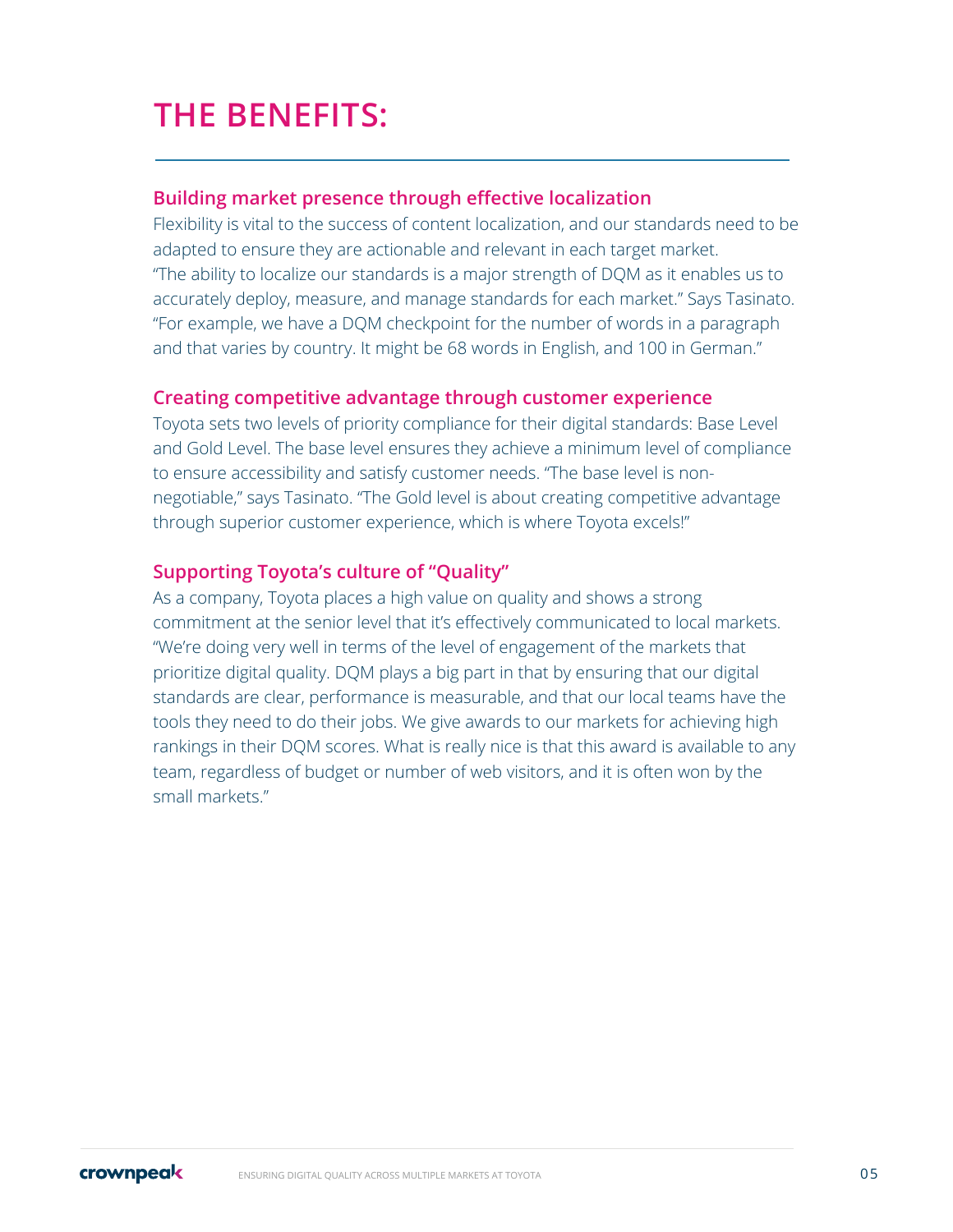# THE BENEFITS:

### Building market presence through effective localization

Flexibility is vital to the success of content localization, and our standards need to be adapted to ensure they are actionable and relevant in each target market. "The ability to localize our standards is a major strength of DQM as it enables us to accurately deploy, measure, and manage standards for each market." Says Tasinato. "For example, we have a DQM checkpoint for the number of words in a paragraph and that varies by country. It might be 68 words in English, and 100 in German."

### Creating competitive advantage through customer experience

Toyota sets two levels of priority compliance for their digital standards: Base Level and Gold Level. The base level ensures they achieve a minimum level of compliance to ensure accessibility and satisfy customer needs. "The base level is non-negotiable," says Tasinato. "The Gold level is about creating competitive advantage through superior customer experience, which is where Toyota excels!"

### Supporting Toyota's culture of "Quality"

As a company, Toyota places a high value on quality and shows a strong commitment at the senior level that it's effectively communicated to local markets. "We're doing very well in terms of the level of engagement of the markets that prioritize digital quality. DQM plays a big part in that by ensuring that our digital standards are clear, performance is measurable, and that our local teams have the tools they need to do their jobs. We give awards to our markets for achieving high rankings in their DQM scores. What is really nice is that this award is available to any team, regardless of budget or number of web visitors, and it is often won by the small markets."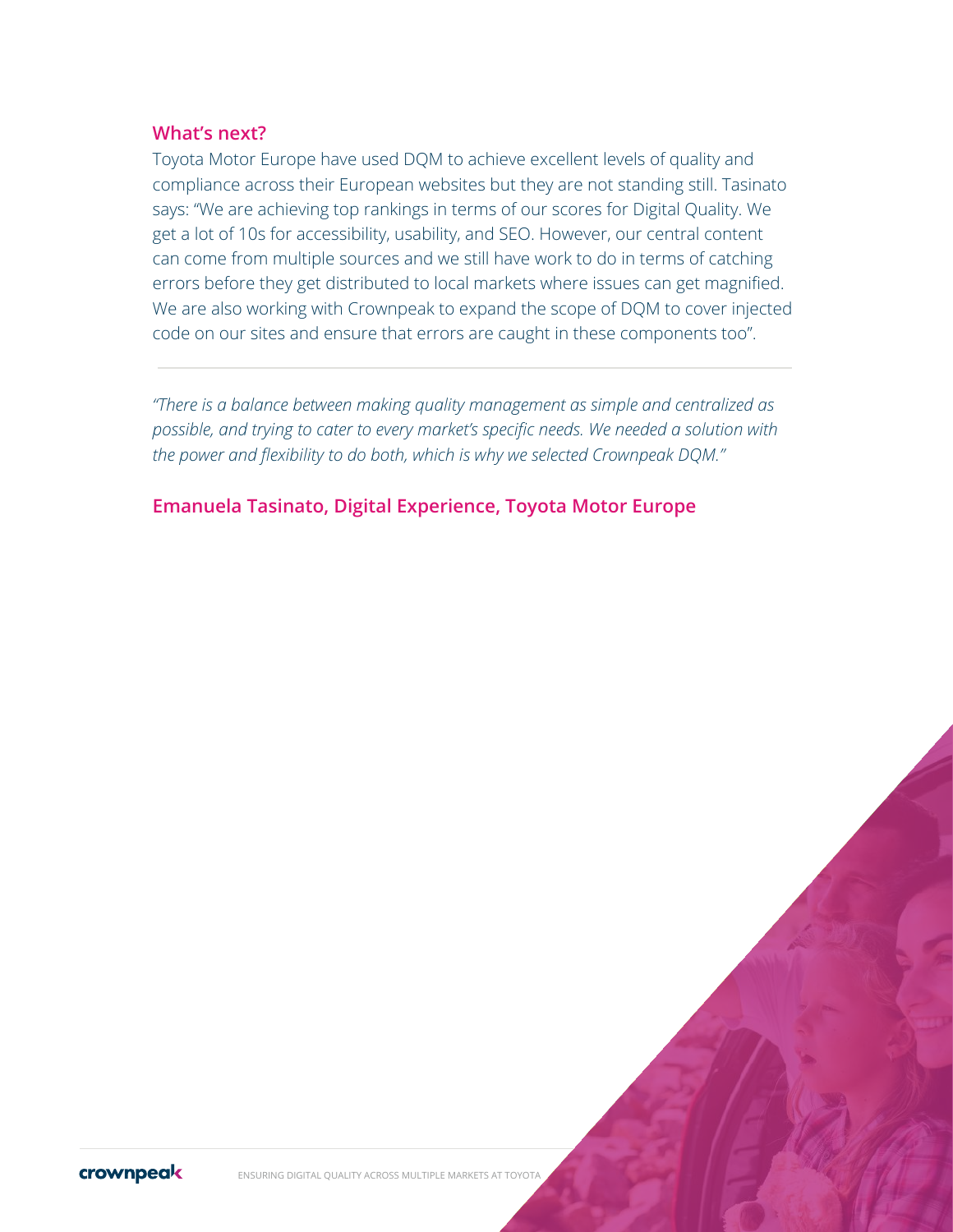## What's next?

Toyota Motor Europe have used DQM to achieve excellent levels of quality and compliance across their European websites but they are not standing still. Tasinato says: "We are achieving top rankings in terms of our scores for Digital Quality. We get a lot of 10s for accessibility, usability, and SEO. However, our central content can come from multiple sources and we still have work to do in terms of catching errors before they get distributed to local markets where issues can get magnified. We are also working with Crownpeak to expand the scope of DQM to cover injected code on our sites and ensure that errors are caught in these components too".

---

*"There is a balance between making quality management as simple and centralized as possible, and trying to cater to every market's specific needs. We needed a solution with the power and flexibility to do both, which is why we selected Crownpeak DQM."*

**Emanuela Tasinato, Digital Experience, Toyota Motor Europe**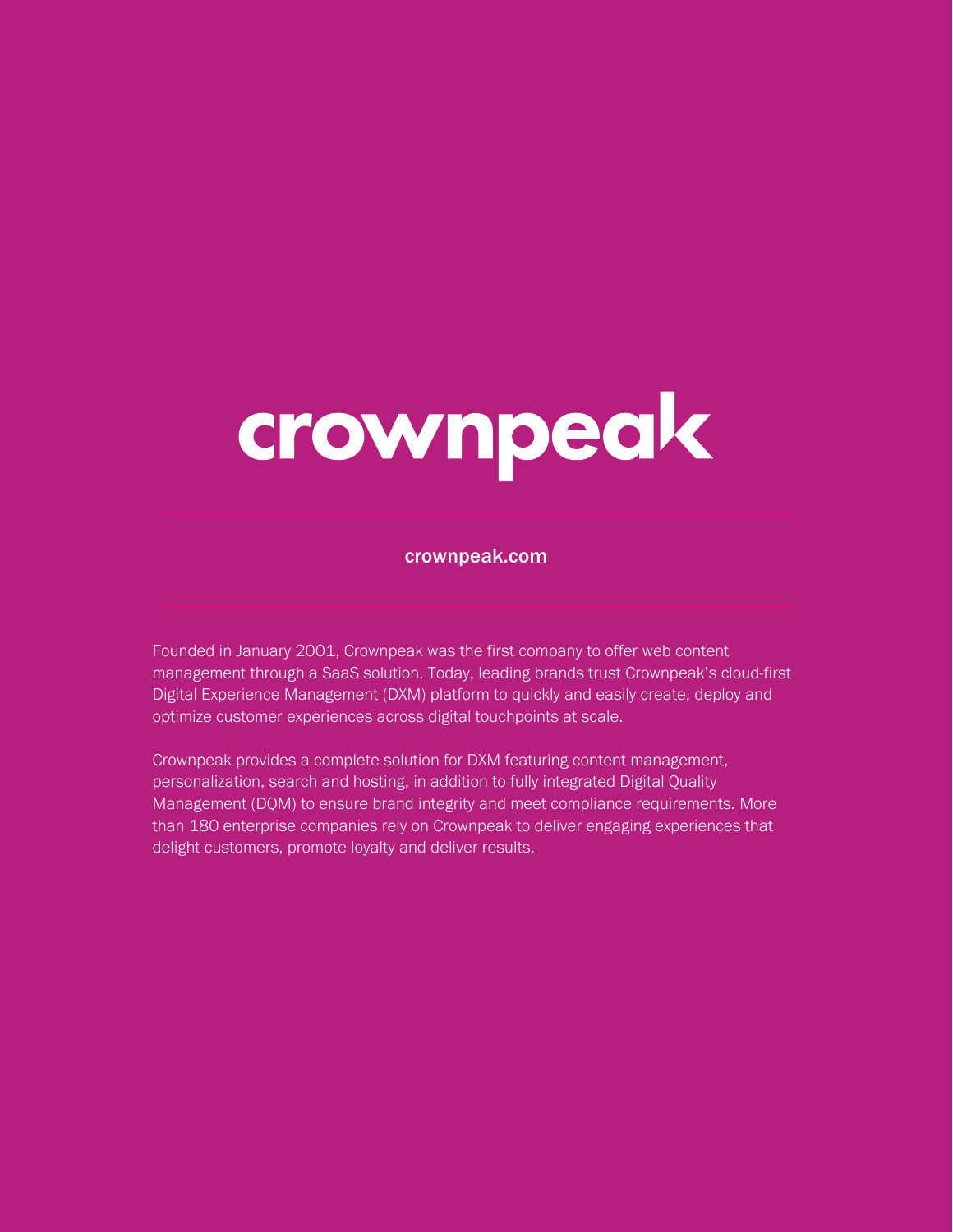# crownpeak

**crownpeak.com**

Founded in January 2001, Crownpeak was the first company to offer web content management through a SaaS solution. Today, leading brands trust Crownpeak's cloud-first Digital Experience Management (DXM) platform to quickly and easily create, deploy and optimize customer experiences across digital touchpoints at scale.

Crownpeak provides a complete solution for DXM featuring content management, personalization, search and hosting, in addition to fully integrated Digital Quality Management (DQM) to ensure brand integrity and meet compliance requirements. More than 180 enterprise companies rely on Crownpeak to deliver engaging experiences that delight customers, promote loyalty and deliver results.